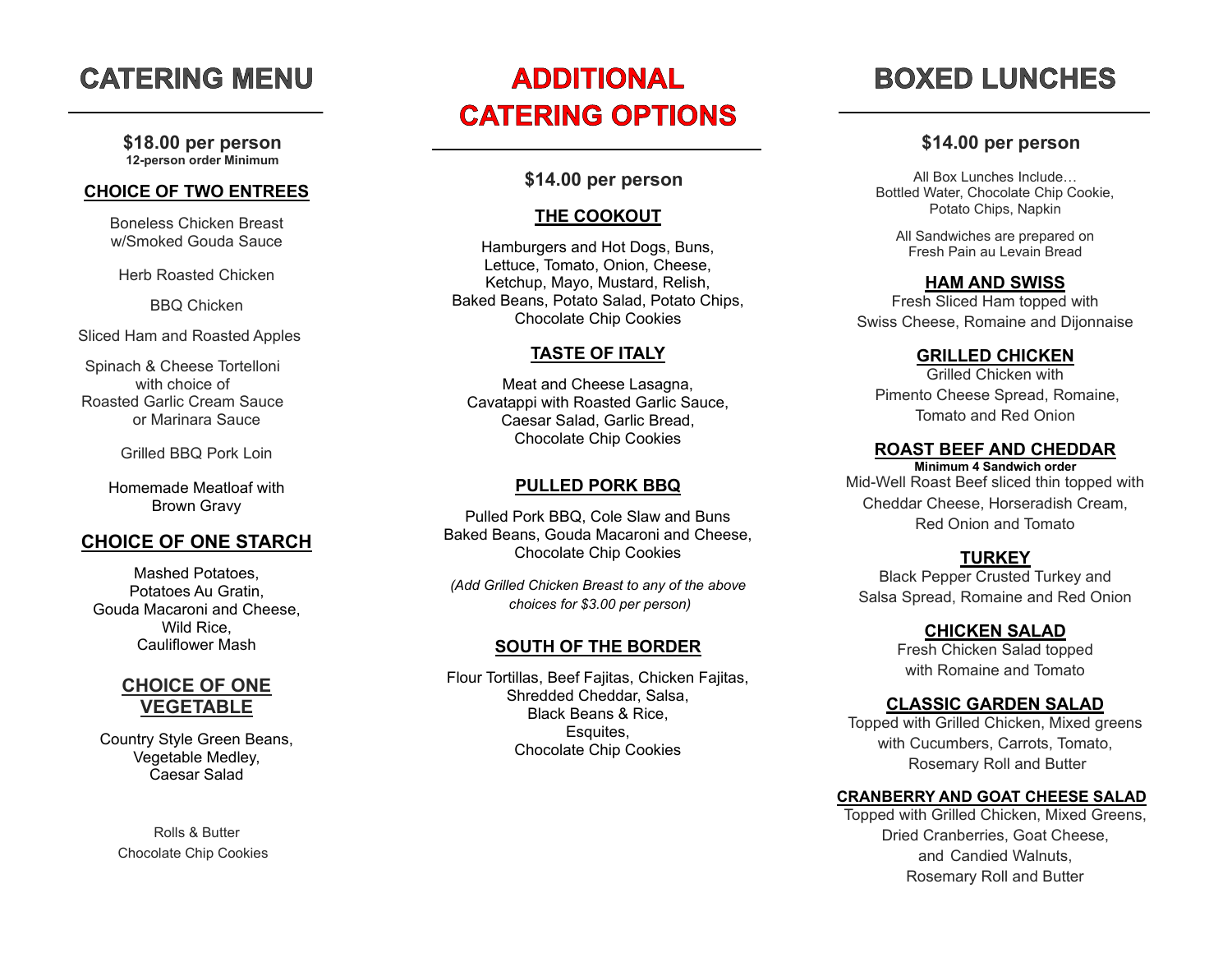# CATERING MENU

**$18.00 per person**
**12-person order Minimum**

## CHOICE OF TWO ENTREES

Boneless Chicken Breast
w/Smoked Gouda Sauce

Herb Roasted Chicken

BBQ Chicken

Sliced Ham and Roasted Apples

Spinach & Cheese Tortelloni
with choice of
Roasted Garlic Cream Sauce
or Marinara Sauce

Grilled BBQ Pork Loin

Homemade Meatloaf with
Brown Gravy

## CHOICE OF ONE STARCH

Mashed Potatoes,
Potatoes Au Gratin,
Gouda Macaroni and Cheese,
Wild Rice,
Cauliflower Mash

## CHOICE OF ONE VEGETABLE

Country Style Green Beans,
Vegetable Medley,
Caesar Salad

Rolls & Butter
Chocolate Chip Cookies

# ADDITIONAL CATERING OPTIONS

**$14.00 per person**

## THE COOKOUT

Hamburgers and Hot Dogs, Buns,
Lettuce, Tomato, Onion, Cheese,
Ketchup, Mayo, Mustard, Relish,
Baked Beans, Potato Salad, Potato Chips,
Chocolate Chip Cookies

## TASTE OF ITALY

Meat and Cheese Lasagna,
Cavatappi with Roasted Garlic Sauce,
Caesar Salad, Garlic Bread,
Chocolate Chip Cookies

## PULLED PORK BBQ

Pulled Pork BBQ, Cole Slaw and Buns
Baked Beans, Gouda Macaroni and Cheese,
Chocolate Chip Cookies

*(Add Grilled Chicken Breast to any of the above choices for $3.00 per person)*

## SOUTH OF THE BORDER

Flour Tortillas, Beef Fajitas, Chicken Fajitas,
Shredded Cheddar, Salsa,
Black Beans & Rice,
Esquites,
Chocolate Chip Cookies

# BOXED LUNCHES

**$14.00 per person**

All Box Lunches Include…
Bottled Water, Chocolate Chip Cookie,
Potato Chips, Napkin

All Sandwiches are prepared on
Fresh Pain au Levain Bread

## HAM AND SWISS

Fresh Sliced Ham topped with
Swiss Cheese, Romaine and Dijonnaise

## GRILLED CHICKEN

Grilled Chicken with
Pimento Cheese Spread, Romaine,
Tomato and Red Onion

## ROAST BEEF AND CHEDDAR

**Minimum 4 Sandwich order**

Mid-Well Roast Beef sliced thin topped with
Cheddar Cheese, Horseradish Cream,
Red Onion and Tomato

## TURKEY

Black Pepper Crusted Turkey and
Salsa Spread, Romaine and Red Onion

## CHICKEN SALAD

Fresh Chicken Salad topped
with Romaine and Tomato

## CLASSIC GARDEN SALAD

Topped with Grilled Chicken, Mixed greens
with Cucumbers, Carrots, Tomato,
Rosemary Roll and Butter

## CRANBERRY AND GOAT CHEESE SALAD

Topped with Grilled Chicken, Mixed Greens,
Dried Cranberries, Goat Cheese,
and Candied Walnuts,
Rosemary Roll and Butter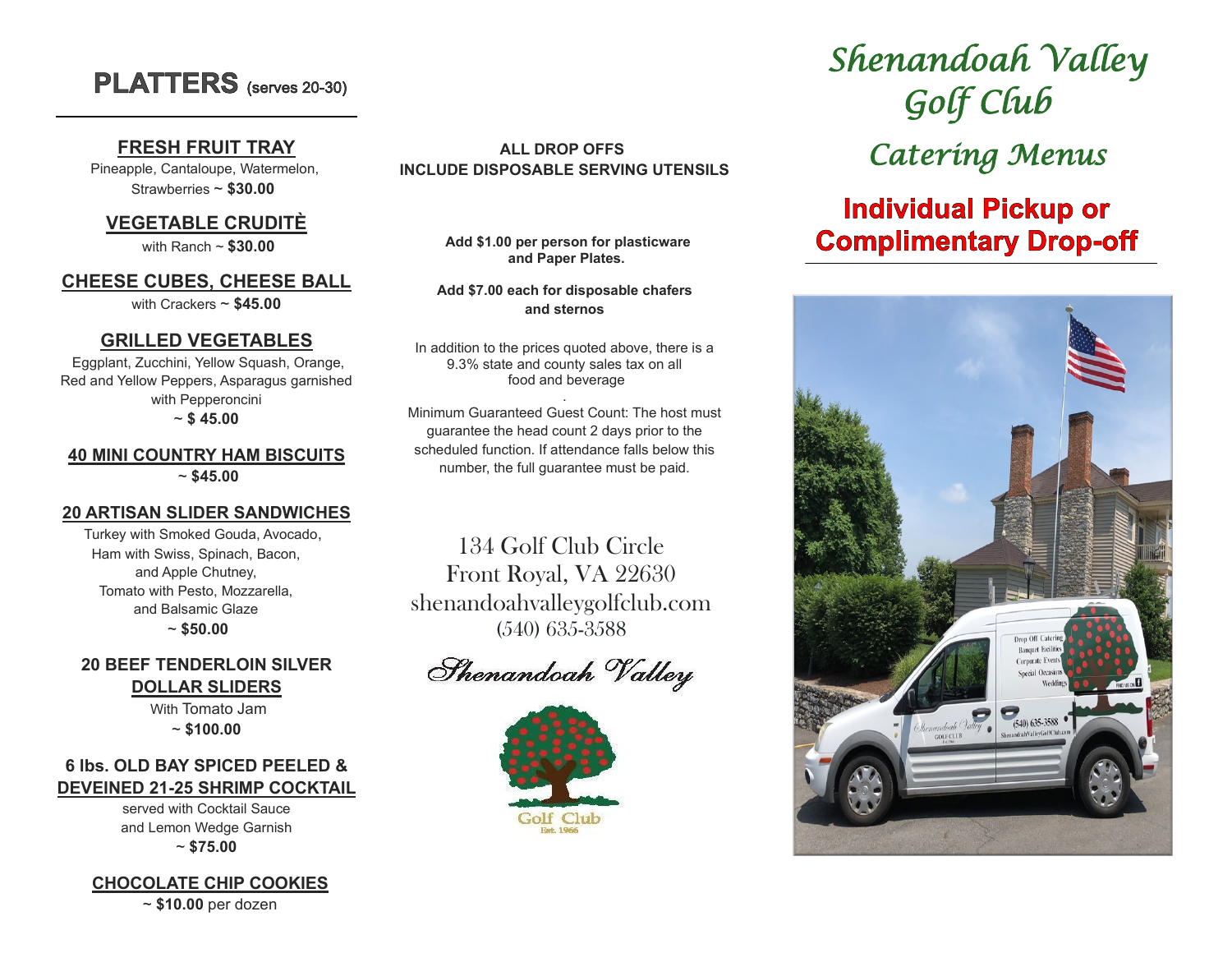# PLATTERS (serves 20-30)

## FRESH FRUIT TRAY

Pineapple, Cantaloupe, Watermelon, Strawberries ~ **$30.00**

## VEGETABLE CRUDITÈ

with Ranch ~ **$30.00**

## CHEESE CUBES, CHEESE BALL

with Crackers ~ **$45.00**

## GRILLED VEGETABLES

Eggplant, Zucchini, Yellow Squash, Orange, Red and Yellow Peppers, Asparagus garnished with Pepperoncini
~ **$ 45.00**

## 40 MINI COUNTRY HAM BISCUITS

~ **$45.00**

## 20 ARTISAN SLIDER SANDWICHES

Turkey with Smoked Gouda, Avocado,
Ham with Swiss, Spinach, Bacon, and Apple Chutney,
Tomato with Pesto, Mozzarella, and Balsamic Glaze
~ **$50.00**

## 20 BEEF TENDERLOIN SILVER DOLLAR SLIDERS

With Tomato Jam
~ **$100.00**

## 6 lbs. OLD BAY SPICED PEELED & DEVEINED 21-25 SHRIMP COCKTAIL

served with Cocktail Sauce and Lemon Wedge Garnish
~ **$75.00**

## CHOCOLATE CHIP COOKIES

~ **$10.00** per dozen

**ALL DROP OFFS INCLUDE DISPOSABLE SERVING UTENSILS**

**Add $1.00 per person for plasticware and Paper Plates.**

**Add $7.00 each for disposable chafers and sternos**

In addition to the prices quoted above, there is a 9.3% state and county sales tax on all food and beverage

Minimum Guaranteed Guest Count: The host must guarantee the head count 2 days prior to the scheduled function. If attendance falls below this number, the full guarantee must be paid.

134 Golf Club Circle
Front Royal, VA 22630
shenandoahvalleygolfclub.com
(540) 635-3588

Shenandoah Valley

Golf Club
Est. 1966

# *Shenandoah Valley Golf Club*

## *Catering Menus*

## Individual Pickup or Complimentary Drop-off